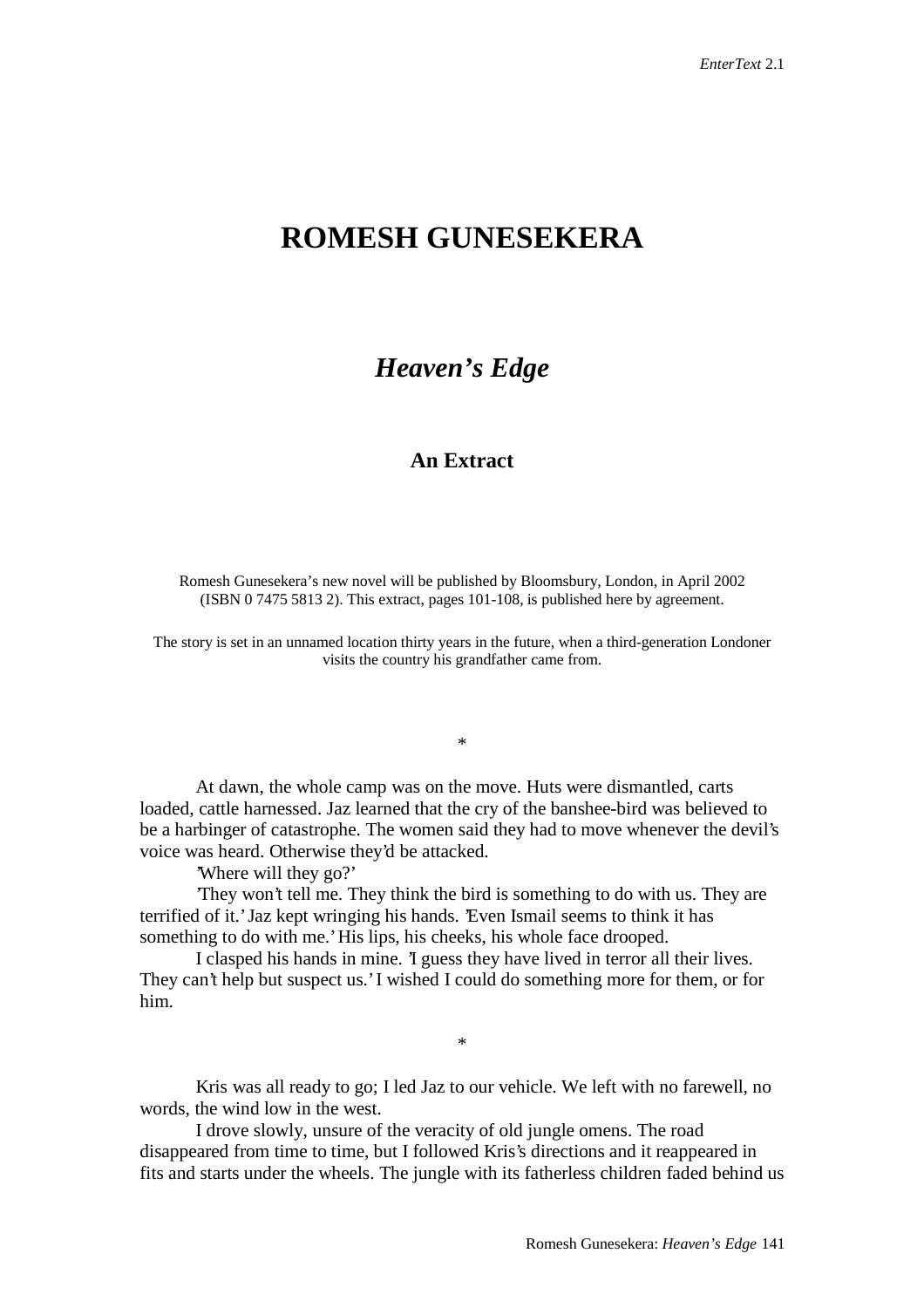# ROMESH GUNESEKERA

## *Heaven's Edge*

### An Extract

Romesh Gunesekera's new novel will be published by Bloomsbury, London, in April 2002 (ISBN 0 7475 5813 2). This extract, pages 101-108, is published here by agreement.

The story is set in an unnamed location thirty years in the future, when a third-generation Londoner visits the country his grandfather came from.

\*

At dawn, the whole camp was on the move. Huts were dismantled, carts loaded, cattle harnessed. Jaz learned that the cry of the banshee-bird was believed to be a harbinger of catastrophe. The women said they had to move whenever the devil's voice was heard. Otherwise they'd be attacked.

'Where will they go?'

'They won't tell me. They think the bird is something to do with us. They are terrified of it.' Jaz kept wringing his hands. 'Even Ismail seems to think it has something to do with me.' His lips, his cheeks, his whole face drooped.

I clasped his hands in mine. 'I guess they have lived in terror all their lives. They can't help but suspect us.' I wished I could do something more for them, or for him.

\*

Kris was all ready to go; I led Jaz to our vehicle. We left with no farewell, no words, the wind low in the west.

I drove slowly, unsure of the veracity of old jungle omens. The road disappeared from time to time, but I followed Kris's directions and it reappeared in fits and starts under the wheels. The jungle with its fatherless children faded behind us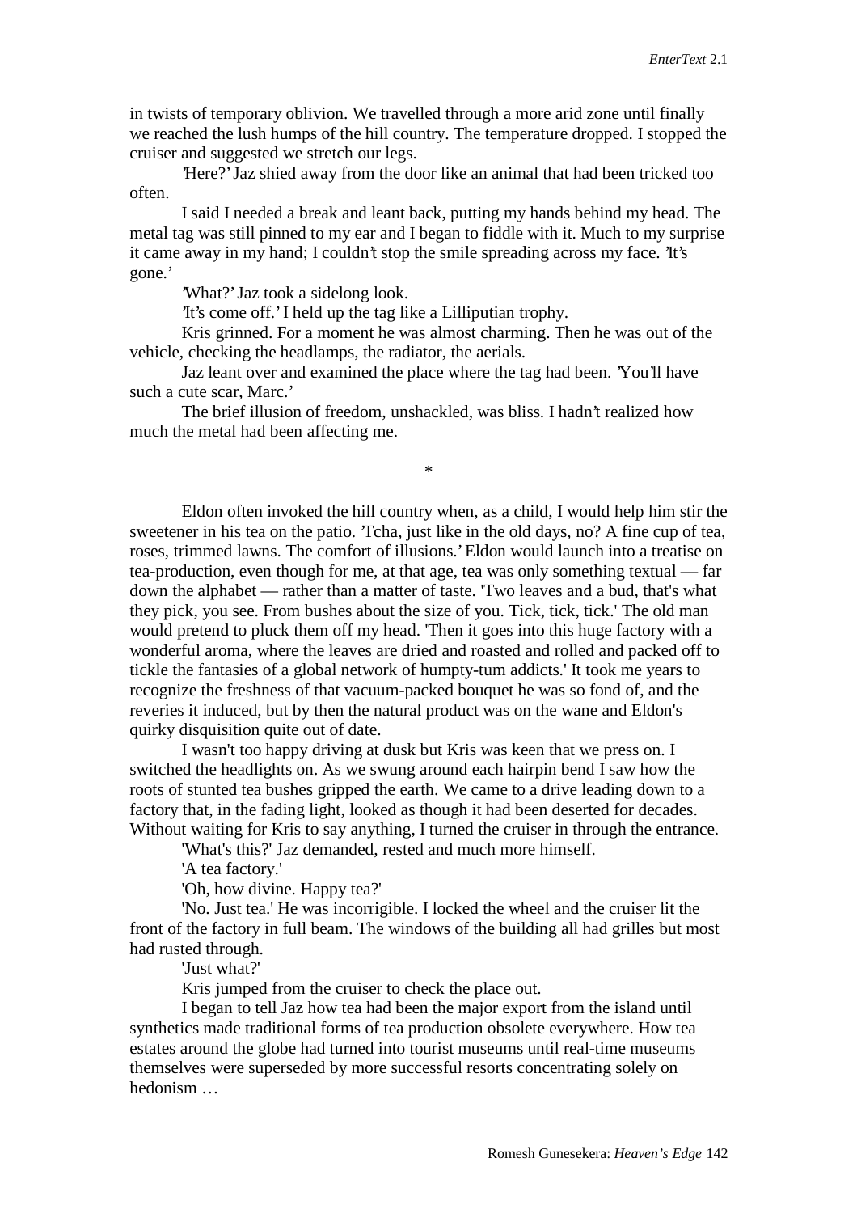in twists of temporary oblivion. We travelled through a more arid zone until finally we reached the lush humps of the hill country. The temperature dropped. I stopped the cruiser and suggested we stretch our legs.

'Here?' Jaz shied away from the door like an animal that had been tricked too often.

I said I needed a break and leant back, putting my hands behind my head. The metal tag was still pinned to my ear and I began to fiddle with it. Much to my surprise it came away in my hand; I couldn't stop the smile spreading across my face. 'It's gone.'

'What?' Jaz took a sidelong look.

'It's come off.' I held up the tag like a Lilliputian trophy.

Kris grinned. For a moment he was almost charming. Then he was out of the vehicle, checking the headlamps, the radiator, the aerials.

Jaz leant over and examined the place where the tag had been. 'You'll have such a cute scar, Marc.'

The brief illusion of freedom, unshackled, was bliss. I hadn't realized how much the metal had been affecting me.

*

Eldon often invoked the hill country when, as a child, I would help him stir the sweetener in his tea on the patio. 'Tcha, just like in the old days, no? A fine cup of tea, roses, trimmed lawns. The comfort of illusions.' Eldon would launch into a treatise on tea-production, even though for me, at that age, tea was only something textual — far down the alphabet — rather than a matter of taste. 'Two leaves and a bud, that's what they pick, you see. From bushes about the size of you. Tick, tick, tick.' The old man would pretend to pluck them off my head. 'Then it goes into this huge factory with a wonderful aroma, where the leaves are dried and roasted and rolled and packed off to tickle the fantasies of a global network of humpty-tum addicts.' It took me years to recognize the freshness of that vacuum-packed bouquet he was so fond of, and the reveries it induced, but by then the natural product was on the wane and Eldon's quirky disquisition quite out of date.

I wasn't too happy driving at dusk but Kris was keen that we press on. I switched the headlights on. As we swung around each hairpin bend I saw how the roots of stunted tea bushes gripped the earth. We came to a drive leading down to a factory that, in the fading light, looked as though it had been deserted for decades. Without waiting for Kris to say anything, I turned the cruiser in through the entrance.

'What's this?' Jaz demanded, rested and much more himself.

'A tea factory.'

'Oh, how divine. Happy tea?'

'No. Just tea.' He was incorrigible. I locked the wheel and the cruiser lit the front of the factory in full beam. The windows of the building all had grilles but most had rusted through.

'Just what?'

Kris jumped from the cruiser to check the place out.

I began to tell Jaz how tea had been the major export from the island until synthetics made traditional forms of tea production obsolete everywhere. How tea estates around the globe had turned into tourist museums until real-time museums themselves were superseded by more successful resorts concentrating solely on hedonism …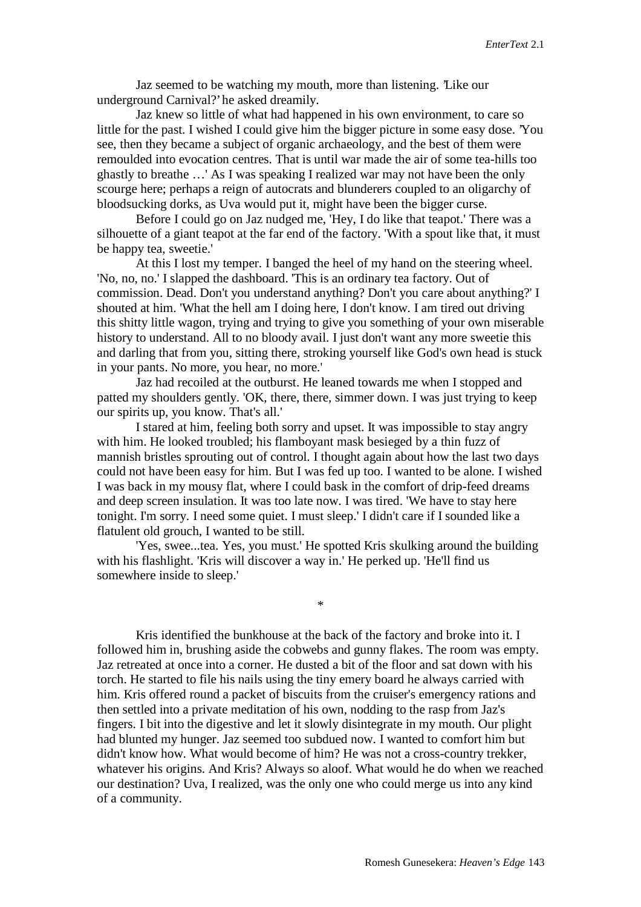Jaz seemed to be watching my mouth, more than listening. 'Like our underground Carnival?' he asked dreamily.

Jaz knew so little of what had happened in his own environment, to care so little for the past. I wished I could give him the bigger picture in some easy dose. 'You see, then they became a subject of organic archaeology, and the best of them were remoulded into evocation centres. That is until war made the air of some tea-hills too ghastly to breathe …' As I was speaking I realized war may not have been the only scourge here; perhaps a reign of autocrats and blunderers coupled to an oligarchy of bloodsucking dorks, as Uva would put it, might have been the bigger curse.

Before I could go on Jaz nudged me, 'Hey, I do like that teapot.' There was a silhouette of a giant teapot at the far end of the factory. 'With a spout like that, it must be happy tea, sweetie.'

At this I lost my temper. I banged the heel of my hand on the steering wheel. 'No, no, no.' I slapped the dashboard. 'This is an ordinary tea factory. Out of commission. Dead. Don't you understand anything? Don't you care about anything?' I shouted at him. 'What the hell am I doing here, I don't know. I am tired out driving this shitty little wagon, trying and trying to give you something of your own miserable history to understand. All to no bloody avail. I just don't want any more sweetie this and darling that from you, sitting there, stroking yourself like God's own head is stuck in your pants. No more, you hear, no more.'

Jaz had recoiled at the outburst. He leaned towards me when I stopped and patted my shoulders gently. 'OK, there, there, simmer down. I was just trying to keep our spirits up, you know. That's all.'

I stared at him, feeling both sorry and upset. It was impossible to stay angry with him. He looked troubled; his flamboyant mask besieged by a thin fuzz of mannish bristles sprouting out of control. I thought again about how the last two days could not have been easy for him. But I was fed up too. I wanted to be alone. I wished I was back in my mousy flat, where I could bask in the comfort of drip-feed dreams and deep screen insulation. It was too late now. I was tired. 'We have to stay here tonight. I'm sorry. I need some quiet. I must sleep.' I didn't care if I sounded like a flatulent old grouch, I wanted to be still.

'Yes, swee...tea. Yes, you must.' He spotted Kris skulking around the building with his flashlight. 'Kris will discover a way in.' He perked up. 'He'll find us somewhere inside to sleep.'

\*

Kris identified the bunkhouse at the back of the factory and broke into it. I followed him in, brushing aside the cobwebs and gunny flakes. The room was empty. Jaz retreated at once into a corner. He dusted a bit of the floor and sat down with his torch. He started to file his nails using the tiny emery board he always carried with him. Kris offered round a packet of biscuits from the cruiser's emergency rations and then settled into a private meditation of his own, nodding to the rasp from Jaz's fingers. I bit into the digestive and let it slowly disintegrate in my mouth. Our plight had blunted my hunger. Jaz seemed too subdued now. I wanted to comfort him but didn't know how. What would become of him? He was not a cross-country trekker, whatever his origins. And Kris? Always so aloof. What would he do when we reached our destination? Uva, I realized, was the only one who could merge us into any kind of a community.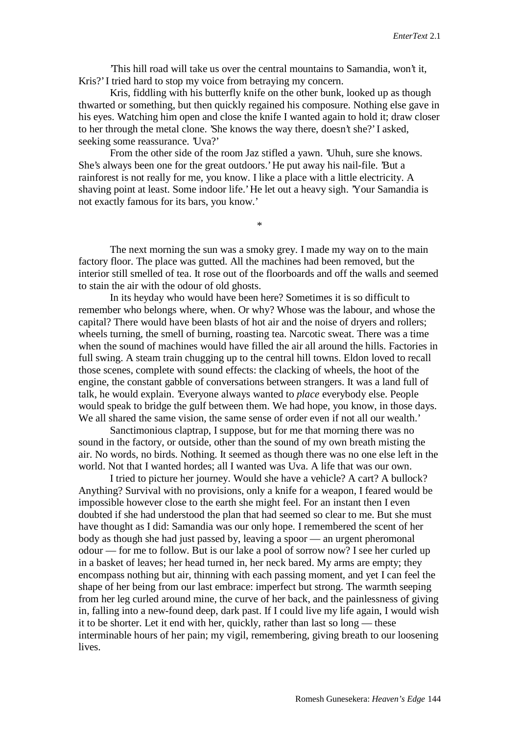'This hill road will take us over the central mountains to Samandia, won't it, Kris?' I tried hard to stop my voice from betraying my concern.

Kris, fiddling with his butterfly knife on the other bunk, looked up as though thwarted or something, but then quickly regained his composure. Nothing else gave in his eyes. Watching him open and close the knife I wanted again to hold it; draw closer to her through the metal clone. 'She knows the way there, doesn't she?' I asked, seeking some reassurance. 'Uva?'

From the other side of the room Jaz stifled a yawn. 'Uhuh, sure she knows. She's always been one for the great outdoors.' He put away his nail-file. 'But a rainforest is not really for me, you know. I like a place with a little electricity. A shaving point at least. Some indoor life.' He let out a heavy sigh. 'Your Samandia is not exactly famous for its bars, you know.'

*

The next morning the sun was a smoky grey. I made my way on to the main factory floor. The place was gutted. All the machines had been removed, but the interior still smelled of tea. It rose out of the floorboards and off the walls and seemed to stain the air with the odour of old ghosts.

In its heyday who would have been here? Sometimes it is so difficult to remember who belongs where, when. Or why? Whose was the labour, and whose the capital? There would have been blasts of hot air and the noise of dryers and rollers; wheels turning, the smell of burning, roasting tea. Narcotic sweat. There was a time when the sound of machines would have filled the air all around the hills. Factories in full swing. A steam train chugging up to the central hill towns. Eldon loved to recall those scenes, complete with sound effects: the clacking of wheels, the hoot of the engine, the constant gabble of conversations between strangers. It was a land full of talk, he would explain. 'Everyone always wanted to *place* everybody else. People would speak to bridge the gulf between them. We had hope, you know, in those days. We all shared the same vision, the same sense of order even if not all our wealth.'

Sanctimonious claptrap, I suppose, but for me that morning there was no sound in the factory, or outside, other than the sound of my own breath misting the air. No words, no birds. Nothing. It seemed as though there was no one else left in the world. Not that I wanted hordes; all I wanted was Uva. A life that was our own.

I tried to picture her journey. Would she have a vehicle? A cart? A bullock? Anything? Survival with no provisions, only a knife for a weapon, I feared would be impossible however close to the earth she might feel. For an instant then I even doubted if she had understood the plan that had seemed so clear to me. But she must have thought as I did: Samandia was our only hope. I remembered the scent of her body as though she had just passed by, leaving a spoor — an urgent pheromonal odour — for me to follow. But is our lake a pool of sorrow now? I see her curled up in a basket of leaves; her head turned in, her neck bared. My arms are empty; they encompass nothing but air, thinning with each passing moment, and yet I can feel the shape of her being from our last embrace: imperfect but strong. The warmth seeping from her leg curled around mine, the curve of her back, and the painlessness of giving in, falling into a new-found deep, dark past. If I could live my life again, I would wish it to be shorter. Let it end with her, quickly, rather than last so long — these interminable hours of her pain; my vigil, remembering, giving breath to our loosening lives.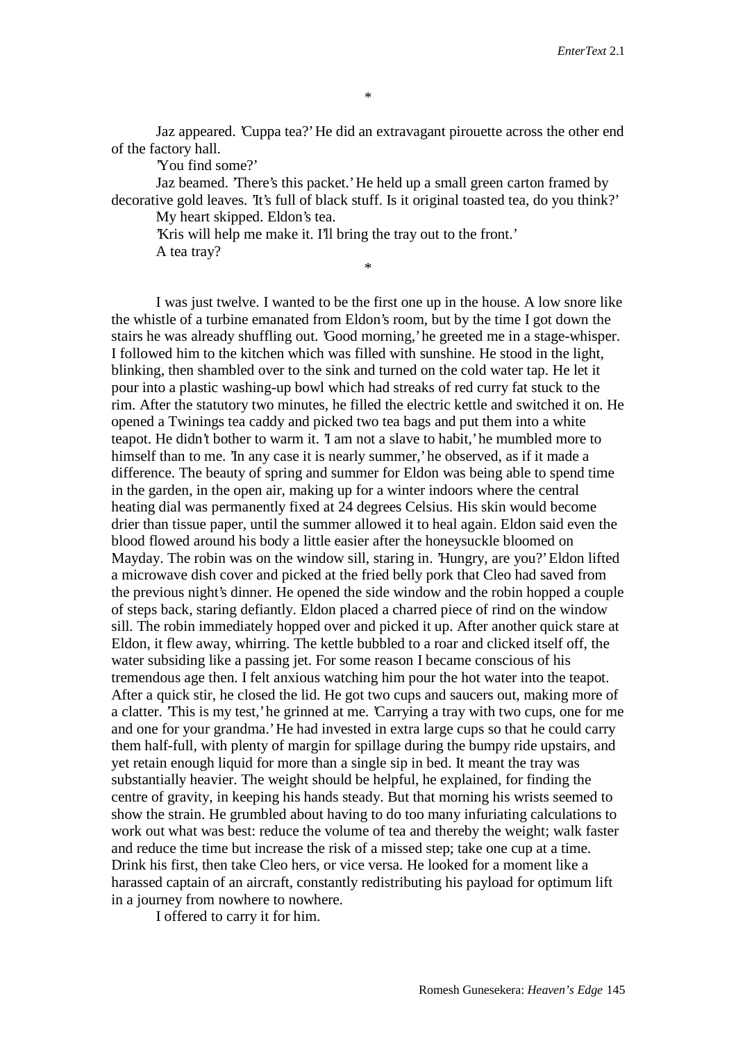*

Jaz appeared. 'Cuppa tea?' He did an extravagant pirouette across the other end of the factory hall.

'You find some?'

Jaz beamed. 'There's this packet.' He held up a small green carton framed by decorative gold leaves. 'It's full of black stuff. Is it original toasted tea, do you think?'

My heart skipped. Eldon's tea.

'Kris will help me make it. I'll bring the tray out to the front.'

A tea tray?

*

I was just twelve. I wanted to be the first one up in the house. A low snore like the whistle of a turbine emanated from Eldon's room, but by the time I got down the stairs he was already shuffling out. 'Good morning,' he greeted me in a stage-whisper. I followed him to the kitchen which was filled with sunshine. He stood in the light, blinking, then shambled over to the sink and turned on the cold water tap. He let it pour into a plastic washing-up bowl which had streaks of red curry fat stuck to the rim. After the statutory two minutes, he filled the electric kettle and switched it on. He opened a Twinings tea caddy and picked two tea bags and put them into a white teapot. He didn't bother to warm it. 'I am not a slave to habit,' he mumbled more to himself than to me. 'In any case it is nearly summer,' he observed, as if it made a difference. The beauty of spring and summer for Eldon was being able to spend time in the garden, in the open air, making up for a winter indoors where the central heating dial was permanently fixed at 24 degrees Celsius. His skin would become drier than tissue paper, until the summer allowed it to heal again. Eldon said even the blood flowed around his body a little easier after the honeysuckle bloomed on Mayday. The robin was on the window sill, staring in. 'Hungry, are you?' Eldon lifted a microwave dish cover and picked at the fried belly pork that Cleo had saved from the previous night's dinner. He opened the side window and the robin hopped a couple of steps back, staring defiantly. Eldon placed a charred piece of rind on the window sill. The robin immediately hopped over and picked it up. After another quick stare at Eldon, it flew away, whirring. The kettle bubbled to a roar and clicked itself off, the water subsiding like a passing jet. For some reason I became conscious of his tremendous age then. I felt anxious watching him pour the hot water into the teapot. After a quick stir, he closed the lid. He got two cups and saucers out, making more of a clatter. 'This is my test,' he grinned at me. 'Carrying a tray with two cups, one for me and one for your grandma.' He had invested in extra large cups so that he could carry them half-full, with plenty of margin for spillage during the bumpy ride upstairs, and yet retain enough liquid for more than a single sip in bed. It meant the tray was substantially heavier. The weight should be helpful, he explained, for finding the centre of gravity, in keeping his hands steady. But that morning his wrists seemed to show the strain. He grumbled about having to do too many infuriating calculations to work out what was best: reduce the volume of tea and thereby the weight; walk faster and reduce the time but increase the risk of a missed step; take one cup at a time. Drink his first, then take Cleo hers, or vice versa. He looked for a moment like a harassed captain of an aircraft, constantly redistributing his payload for optimum lift in a journey from nowhere to nowhere.

I offered to carry it for him.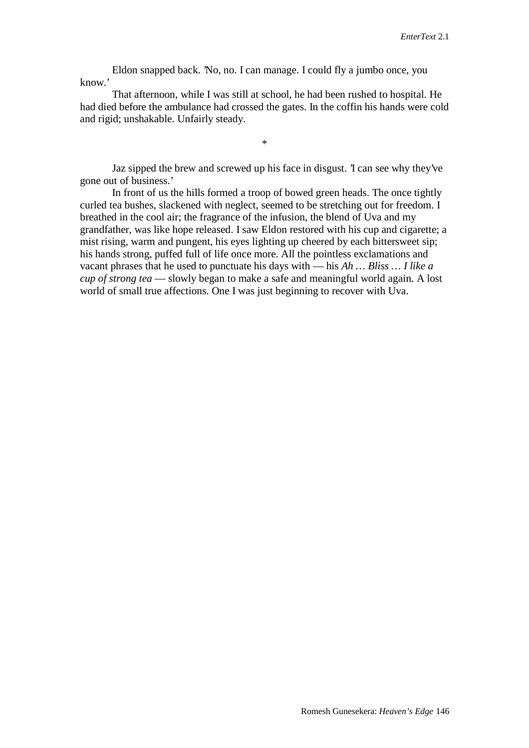Eldon snapped back. 'No, no. I can manage. I could fly a jumbo once, you know.'

That afternoon, while I was still at school, he had been rushed to hospital. He had died before the ambulance had crossed the gates. In the coffin his hands were cold and rigid; unshakable. Unfairly steady.

*

Jaz sipped the brew and screwed up his face in disgust. 'I can see why they've gone out of business.'

In front of us the hills formed a troop of bowed green heads. The once tightly curled tea bushes, slackened with neglect, seemed to be stretching out for freedom. I breathed in the cool air; the fragrance of the infusion, the blend of Uva and my grandfather, was like hope released. I saw Eldon restored with his cup and cigarette; a mist rising, warm and pungent, his eyes lighting up cheered by each bittersweet sip; his hands strong, puffed full of life once more. All the pointless exclamations and vacant phrases that he used to punctuate his days with — his *Ah … Bliss … I like a cup of strong tea* — slowly began to make a safe and meaningful world again. A lost world of small true affections. One I was just beginning to recover with Uva.